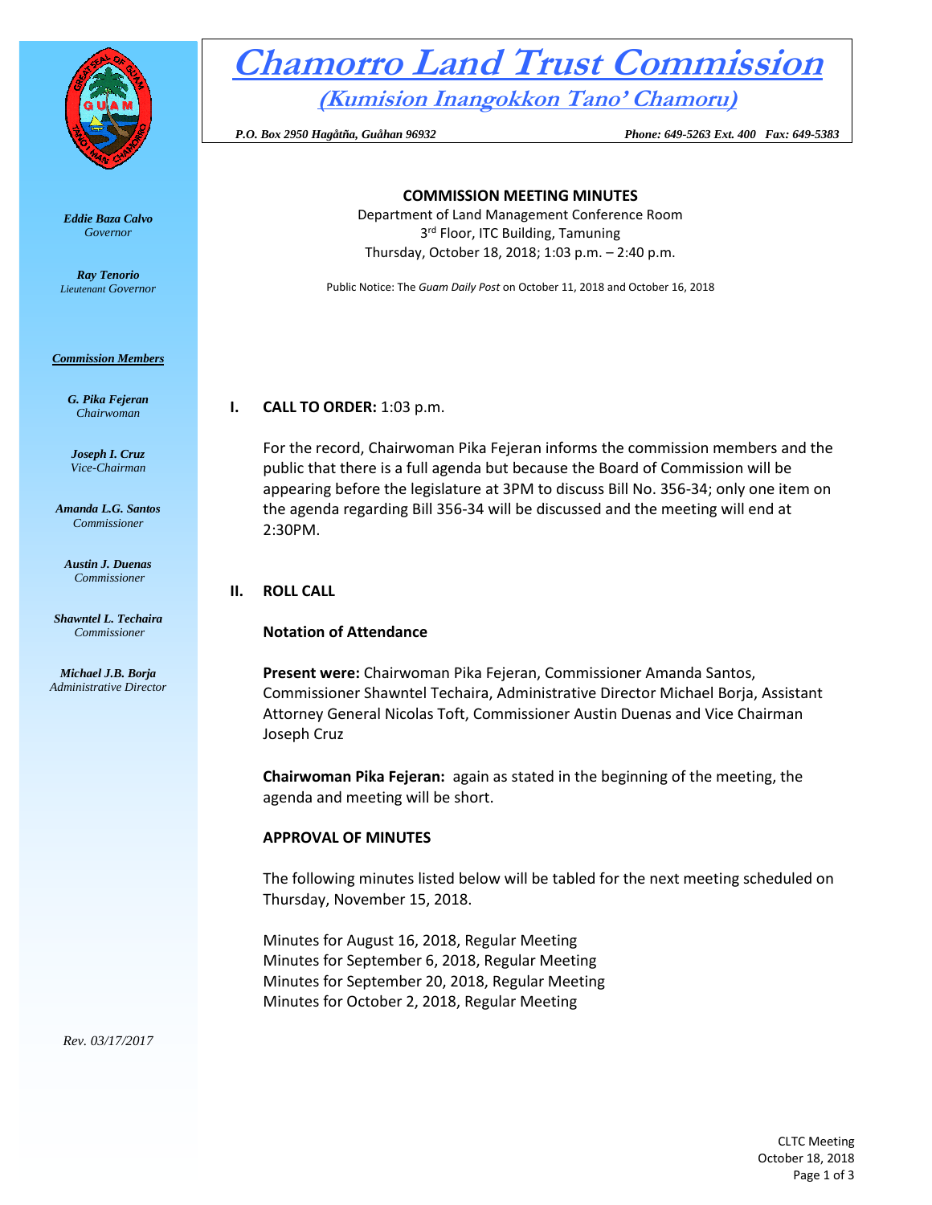# Chamorro Land Trust Commission

## (Kumision Inangokkon Tano' Chamoru)

*P.O. Box 2950 Hagåtña, Guåhan 96932* *Phone: 649-5263 Ext. 400 Fax: 649-5383*

***Eddie Baza Calvo***
*Governor*

***Ray Tenorio***
*Lieutenant Governor*

***Commission Members***

***G. Pika Fejeran***
*Chairwoman*

***Joseph I. Cruz***
*Vice-Chairman*

***Amanda L.G. Santos***
*Commissioner*

***Austin J. Duenas***
*Commissioner*

***Shawntel L. Techaira***
*Commissioner*

***Michael J.B. Borja***
*Administrative Director*

*Rev. 03/17/2017*

**COMMISSION MEETING MINUTES**

Department of Land Management Conference Room
3rd Floor, ITC Building, Tamuning
Thursday, October 18, 2018; 1:03 p.m. – 2:40 p.m.

Public Notice: The *Guam Daily Post* on October 11, 2018 and October 16, 2018

**I. CALL TO ORDER:** 1:03 p.m.

For the record, Chairwoman Pika Fejeran informs the commission members and the public that there is a full agenda but because the Board of Commission will be appearing before the legislature at 3PM to discuss Bill No. 356-34; only one item on the agenda regarding Bill 356-34 will be discussed and the meeting will end at 2:30PM.

**II. ROLL CALL**

**Notation of Attendance**

**Present were:** Chairwoman Pika Fejeran, Commissioner Amanda Santos, Commissioner Shawntel Techaira, Administrative Director Michael Borja, Assistant Attorney General Nicolas Toft, Commissioner Austin Duenas and Vice Chairman Joseph Cruz

**Chairwoman Pika Fejeran:** again as stated in the beginning of the meeting, the agenda and meeting will be short.

**APPROVAL OF MINUTES**

The following minutes listed below will be tabled for the next meeting scheduled on Thursday, November 15, 2018.

Minutes for August 16, 2018, Regular Meeting
Minutes for September 6, 2018, Regular Meeting
Minutes for September 20, 2018, Regular Meeting
Minutes for October 2, 2018, Regular Meeting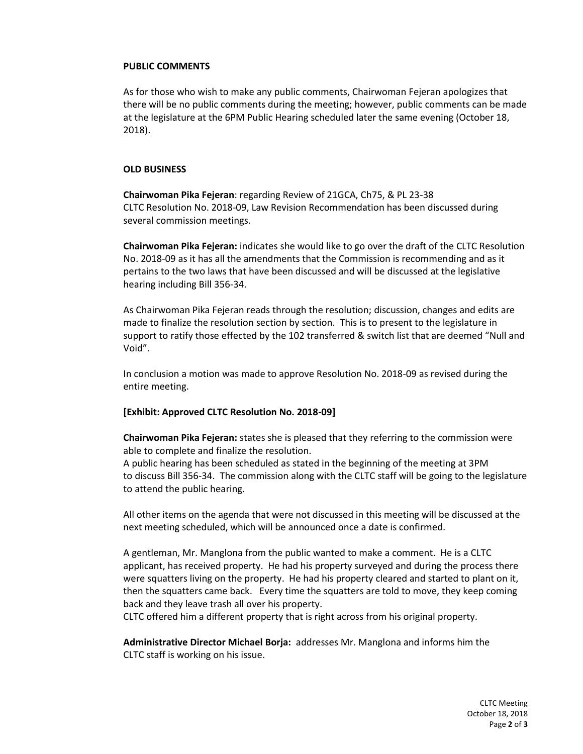**PUBLIC COMMENTS**

As for those who wish to make any public comments, Chairwoman Fejeran apologizes that there will be no public comments during the meeting; however, public comments can be made at the legislature at the 6PM Public Hearing scheduled later the same evening (October 18, 2018).

**OLD BUSINESS**

**Chairwoman Pika Fejeran**: regarding Review of 21GCA, Ch75, & PL 23-38
CLTC Resolution No. 2018-09, Law Revision Recommendation has been discussed during several commission meetings.

**Chairwoman Pika Fejeran:** indicates she would like to go over the draft of the CLTC Resolution No. 2018-09 as it has all the amendments that the Commission is recommending and as it pertains to the two laws that have been discussed and will be discussed at the legislative hearing including Bill 356-34.

As Chairwoman Pika Fejeran reads through the resolution; discussion, changes and edits are made to finalize the resolution section by section. This is to present to the legislature in support to ratify those effected by the 102 transferred & switch list that are deemed "Null and Void".

In conclusion a motion was made to approve Resolution No. 2018-09 as revised during the entire meeting.

**[Exhibit: Approved CLTC Resolution No. 2018-09]**

**Chairwoman Pika Fejeran:** states she is pleased that they referring to the commission were able to complete and finalize the resolution.
A public hearing has been scheduled as stated in the beginning of the meeting at 3PM to discuss Bill 356-34. The commission along with the CLTC staff will be going to the legislature to attend the public hearing.

All other items on the agenda that were not discussed in this meeting will be discussed at the next meeting scheduled, which will be announced once a date is confirmed.

A gentleman, Mr. Manglona from the public wanted to make a comment. He is a CLTC applicant, has received property. He had his property surveyed and during the process there were squatters living on the property. He had his property cleared and started to plant on it, then the squatters came back. Every time the squatters are told to move, they keep coming back and they leave trash all over his property.
CLTC offered him a different property that is right across from his original property.

**Administrative Director Michael Borja:** addresses Mr. Manglona and informs him the CLTC staff is working on his issue.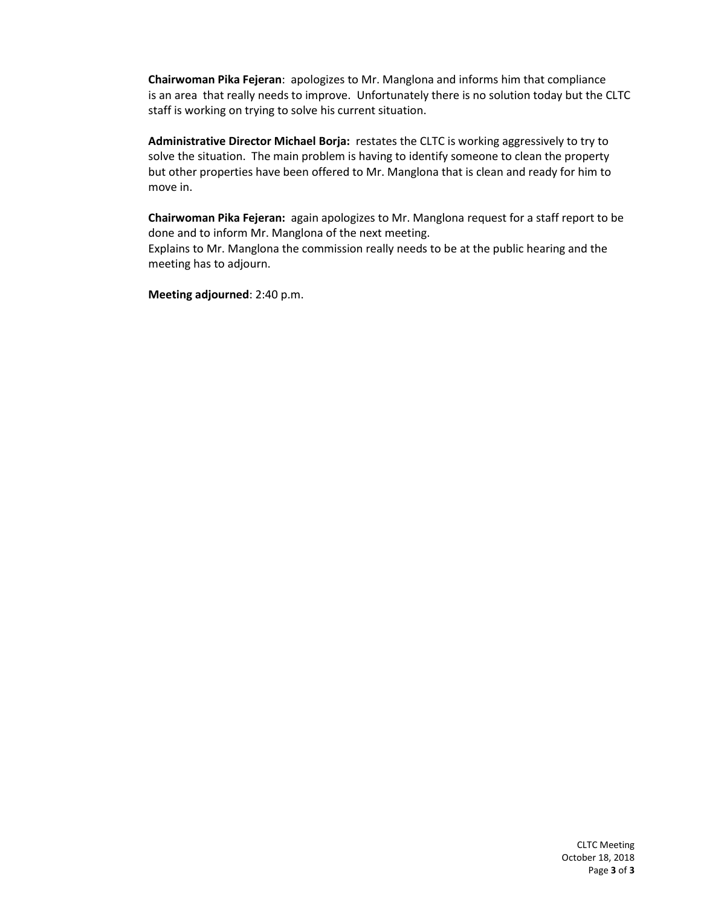**Chairwoman Pika Fejeran**: apologizes to Mr. Manglona and informs him that compliance is an area that really needs to improve. Unfortunately there is no solution today but the CLTC staff is working on trying to solve his current situation.

**Administrative Director Michael Borja:** restates the CLTC is working aggressively to try to solve the situation. The main problem is having to identify someone to clean the property but other properties have been offered to Mr. Manglona that is clean and ready for him to move in.

**Chairwoman Pika Fejeran:** again apologizes to Mr. Manglona request for a staff report to be done and to inform Mr. Manglona of the next meeting.
Explains to Mr. Manglona the commission really needs to be at the public hearing and the meeting has to adjourn.

**Meeting adjourned**: 2:40 p.m.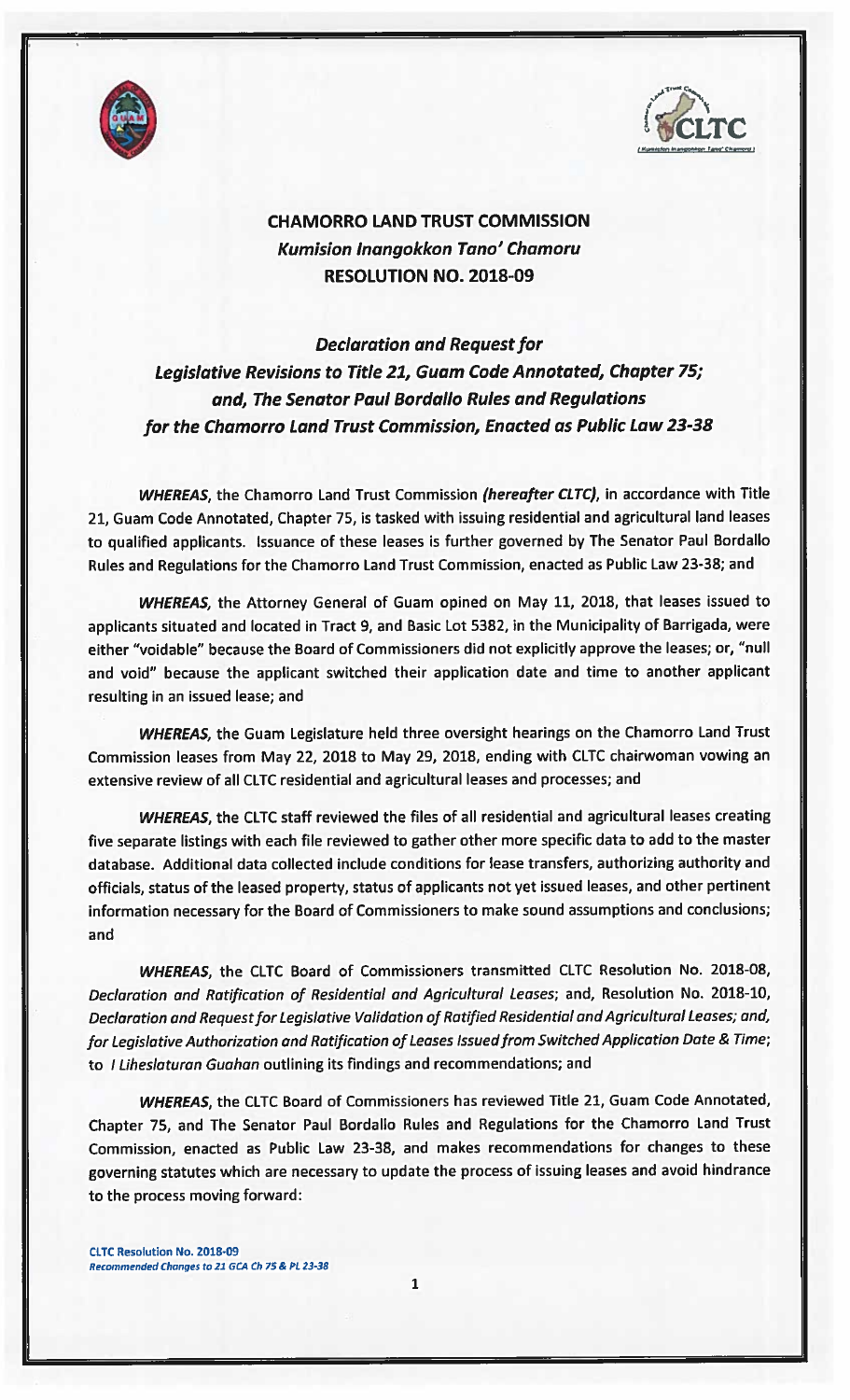**CHAMORRO LAND TRUST COMMISSION**
***Kumision Inangokkon Tano' Chamoru***
**RESOLUTION NO. 2018-09**

## ***Declaration and Request for Legislative Revisions to Title 21, Guam Code Annotated, Chapter 75; and, The Senator Paul Bordallo Rules and Regulations for the Chamorro Land Trust Commission, Enacted as Public Law 23-38***

***WHEREAS,*** the Chamorro Land Trust Commission *(hereafter CLTC)*, in accordance with Title 21, Guam Code Annotated, Chapter 75, is tasked with issuing residential and agricultural land leases to qualified applicants. Issuance of these leases is further governed by The Senator Paul Bordallo Rules and Regulations for the Chamorro Land Trust Commission, enacted as Public Law 23-38; and

***WHEREAS,*** the Attorney General of Guam opined on May 11, 2018, that leases issued to applicants situated and located in Tract 9, and Basic Lot 5382, in the Municipality of Barrigada, were either "voidable" because the Board of Commissioners did not explicitly approve the leases; or, "null and void" because the applicant switched their application date and time to another applicant resulting in an issued lease; and

***WHEREAS,*** the Guam Legislature held three oversight hearings on the Chamorro Land Trust Commission leases from May 22, 2018 to May 29, 2018, ending with CLTC chairwoman vowing an extensive review of all CLTC residential and agricultural leases and processes; and

***WHEREAS,*** the CLTC staff reviewed the files of all residential and agricultural leases creating five separate listings with each file reviewed to gather other more specific data to add to the master database. Additional data collected include conditions for lease transfers, authorizing authority and officials, status of the leased property, status of applicants not yet issued leases, and other pertinent information necessary for the Board of Commissioners to make sound assumptions and conclusions; and

***WHEREAS,*** the CLTC Board of Commissioners transmitted CLTC Resolution No. 2018-08, *Declaration and Ratification of Residential and Agricultural Leases*; and, Resolution No. 2018-10, *Declaration and Request for Legislative Validation of Ratified Residential and Agricultural Leases; and, for Legislative Authorization and Ratification of Leases Issued from Switched Application Date & Time*; to *I Liheslaturan Guahan* outlining its findings and recommendations; and

***WHEREAS,*** the CLTC Board of Commissioners has reviewed Title 21, Guam Code Annotated, Chapter 75, and The Senator Paul Bordallo Rules and Regulations for the Chamorro Land Trust Commission, enacted as Public Law 23-38, and makes recommendations for changes to these governing statutes which are necessary to update the process of issuing leases and avoid hindrance to the process moving forward: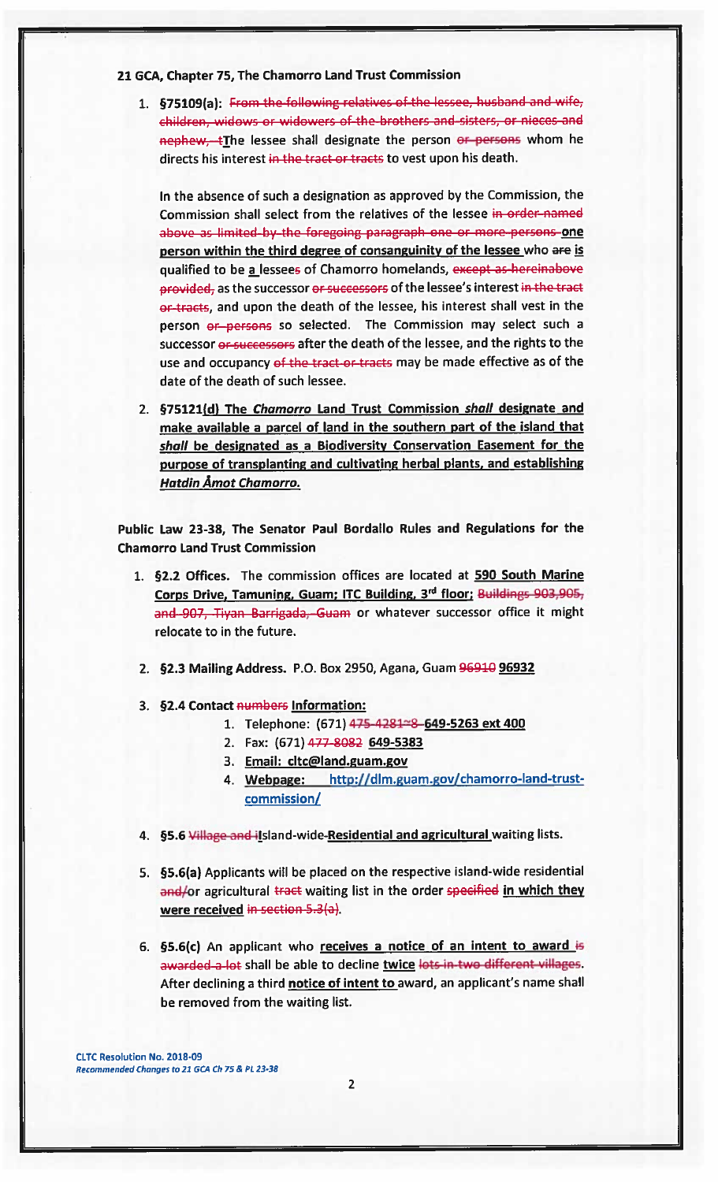**21 GCA, Chapter 75, The Chamorro Land Trust Commission**

1. **§75109(a):** ~~From the following relatives of the lessee, husband and wife, children, widows or widowers of the brothers and sisters, or nieces and nephew, t~~The lessee shall designate the person ~~or persons~~ whom he directs his interest ~~in the tract or tracts~~ to vest upon his death.

   In the absence of such a designation as approved by the Commission, the Commission shall select from the relatives of the lessee ~~in order named above as limited by the foregoing paragraph one or more persons~~ **one person within the third degree of consanguinity of the lessee** who ~~are~~ **is** qualified to be **a** lessee~~s~~ of Chamorro homelands, ~~except as hereinabove provided,~~ as the successor ~~or successors~~ of the lessee's interest ~~in the tract or tracts~~, and upon the death of the lessee, his interest shall vest in the person ~~or persons~~ so selected. The Commission may select such a successor ~~or successors~~ after the death of the lessee, and the rights to the use and occupancy ~~of the tract or tracts~~ may be made effective as of the date of the death of such lessee.

2. **§75121(d) The *Chamorro* Land Trust Commission *shall* designate and make available a parcel of land in the southern part of the island that *shall* be designated as a Biodiversity Conservation Easement for the purpose of transplanting and cultivating herbal plants, and establishing *Hatdin Åmot Chamorro.***

**Public Law 23-38, The Senator Paul Bordallo Rules and Regulations for the Chamorro Land Trust Commission**

1. **§2.2 Offices.** The commission offices are located at **590 South Marine Corps Drive, Tamuning, Guam; ITC Building, 3rd floor;** ~~Buildings 903,905, and 907, Tiyan Barrigada, Guam~~ or whatever successor office it might relocate to in the future.

2. **§2.3 Mailing Address.** P.O. Box 2950, Agana, Guam ~~96910~~ **96932**

3. **§2.4 Contact** ~~numbers~~ **Information:**
   1. Telephone: (671) ~~475-4281~8~~ **649-5263 ext 400**
   2. Fax: (671) ~~477-8082~~ **649-5383**
   3. **Email: cltc@land.guam.gov**
   4. **Webpage: http://dlm.guam.gov/chamorro-land-trust-commission/**

4. **§5.6** ~~Village and i~~**I**sland-wide **Residential and agricultural** waiting lists.

5. **§5.6(a)** Applicants will be placed on the respective island-wide residential ~~and/~~or agricultural ~~tract~~ waiting list in the order ~~specified~~ **in which they were received** ~~in section 5.3(a)~~.

6. **§5.6(c)** An applicant who **receives a notice of an intent to award** ~~is awarded a lot~~ shall be able to decline **twice** ~~lots in two different villages~~. After declining a third **notice of intent to** award, an applicant's name shall be removed from the waiting list.

*CLTC Resolution No. 2018-09*
*Recommended Changes to 21 GCA Ch 75 & PL 23-38*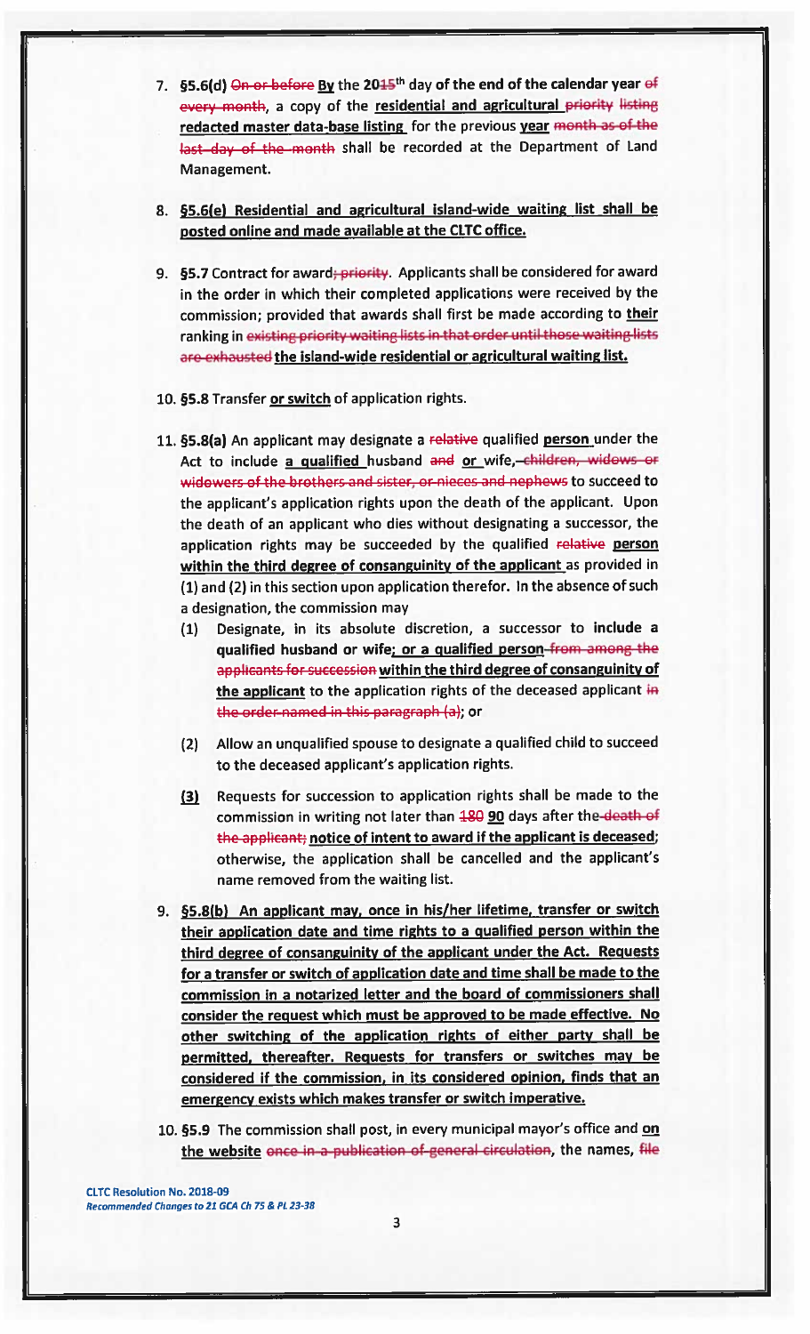7. §5.6(d) ~~On or before~~ **By** the **20**~~15~~th **day of the end of the calendar year** ~~of every month~~, a copy of the **residential and agricultural** ~~priority listing~~ **redacted master data-base listing** for the previous **year** ~~month as of the last day of the month~~ shall be recorded at the Department of Land Management.

8. **§5.6(e) Residential and agricultural island-wide waiting list shall be posted online and made available at the CLTC office.**

9. **§5.7** Contract for award~~; priority~~. Applicants shall be considered for award in the order in which their completed applications were received by the commission; provided that awards shall first be made according to **their** ranking in ~~existing priority waiting lists in that order until those waiting lists are exhausted~~ **the island-wide residential or agricultural waiting list.**

10. **§5.8** Transfer **or switch** of application rights.

11. **§5.8(a)** An applicant may designate a ~~relative~~ qualified **person** under the Act to include **a qualified** husband ~~and~~ **or** wife, ~~children, widows or widowers of the brothers and sister, or nieces and nephews~~ to succeed to the applicant's application rights upon the death of the applicant. Upon the death of an applicant who dies without designating a successor, the application rights may be succeeded by the qualified ~~relative~~ **person within the third degree of consanguinity of the applicant** as provided in (1) and (2) in this section upon application therefor. In the absence of such a designation, the commission may
    (1) Designate, in its absolute discretion, a successor to **include a qualified husband or wife; or a qualified person** ~~from among the applicants for succession~~ **within the third degree of consanguinity of the applicant** to the application rights of the deceased applicant ~~in the order named in this paragraph (a)~~; or
    (2) Allow an unqualified spouse to designate a qualified child to succeed to the deceased applicant's application rights.
    **(3)** Requests for succession to application rights shall be made to the commission in writing not later than ~~180~~ **90** days after the ~~death of the applicant;~~ **notice of intent to award if the applicant is deceased**; otherwise, the application shall be cancelled and the applicant's name removed from the waiting list.

9. **§5.8(b) An applicant may, once in his/her lifetime, transfer or switch their application date and time rights to a qualified person within the third degree of consanguinity of the applicant under the Act. Requests for a transfer or switch of application date and time shall be made to the commission in a notarized letter and the board of commissioners shall consider the request which must be approved to be made effective. No other switching of the application rights of either party shall be permitted, thereafter. Requests for transfers or switches may be considered if the commission, in its considered opinion, finds that an emergency exists which makes transfer or switch imperative.**

10. **§5.9** The commission shall post, in every municipal mayor's office and **on the website** ~~once in a publication of general circulation~~, the names, ~~file~~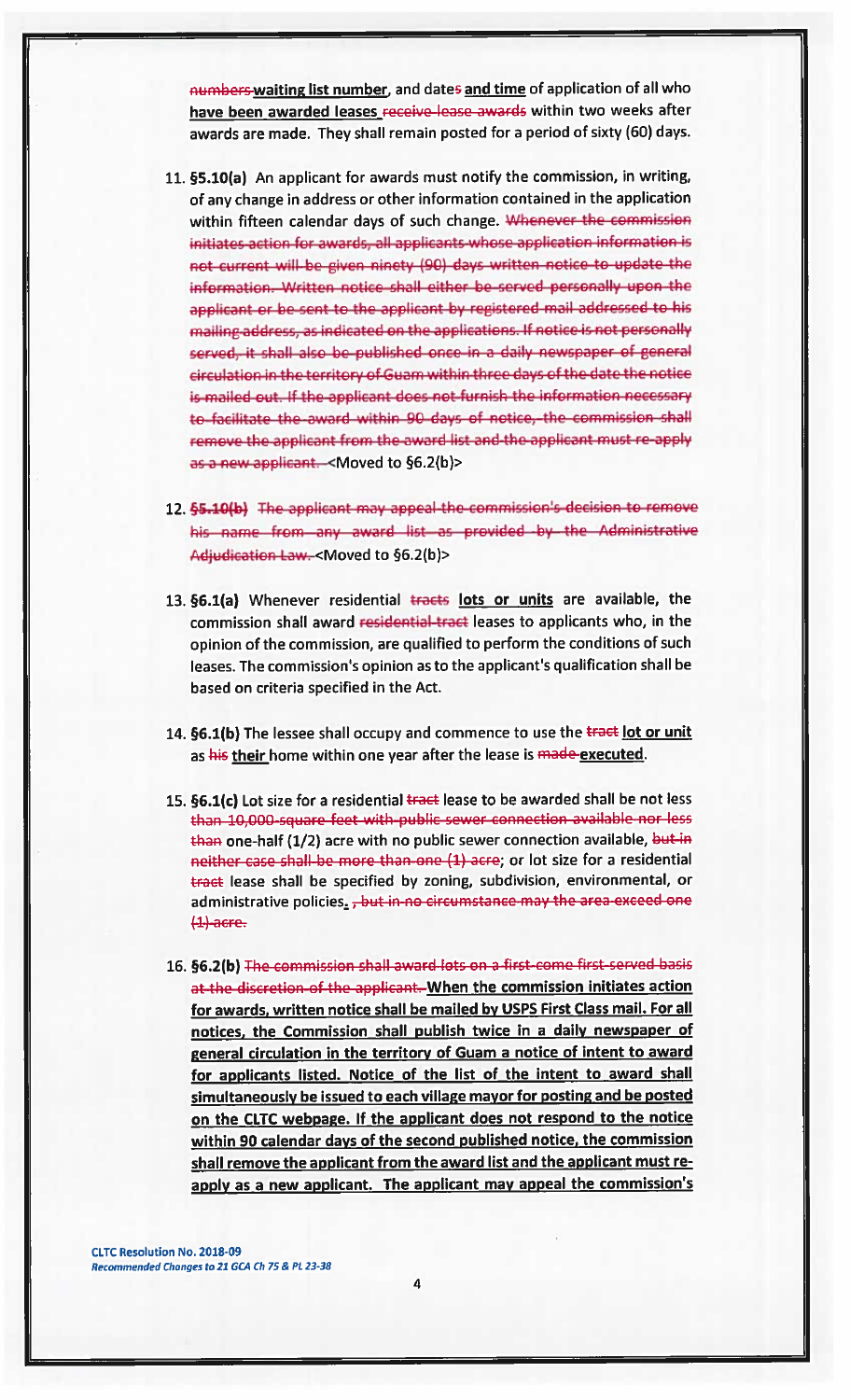~~numbers~~ **waiting list number**, and date~~s~~ **and time** of application of all who **have been awarded leases** ~~receive lease awards~~ within two weeks after awards are made. They shall remain posted for a period of sixty (60) days.

11. §5.10(a) An applicant for awards must notify the commission, in writing, of any change in address or other information contained in the application within fifteen calendar days of such change. ~~Whenever the commission initiates action for awards, all applicants whose application information is not current will be given ninety (90) days written notice to update the information. Written notice shall either be served personally upon the applicant or be sent to the applicant by registered mail addressed to his mailing address, as indicated on the applications. If notice is not personally served, it shall also be published once in a daily newspaper of general circulation in the territory of Guam within three days of the date the notice is mailed out. If the applicant does not furnish the information necessary to facilitate the award within 90 days of notice, the commission shall remove the applicant from the award list and the applicant must re-apply as a new applicant.~~ <Moved to §6.2(b)>

12. ~~§5.10(b) The applicant may appeal the commission's decision to remove his name from any award list as provided by the Administrative Adjudication Law.~~ <Moved to §6.2(b)>

13. §6.1(a) Whenever residential ~~tracts~~ **lots or units** are available, the commission shall award ~~residential tract~~ leases to applicants who, in the opinion of the commission, are qualified to perform the conditions of such leases. The commission's opinion as to the applicant's qualification shall be based on criteria specified in the Act.

14. §6.1(b) The lessee shall occupy and commence to use the ~~tract~~ **lot or unit** as ~~his~~ **their** home within one year after the lease is ~~made~~ **executed**.

15. §6.1(c) Lot size for a residential ~~tract~~ lease to be awarded shall be not less ~~than 10,000 square feet with public sewer connection available nor less than~~ one-half (1/2) acre with no public sewer connection available, ~~but in neither case shall be more than one (1) acre~~; or lot size for a residential ~~tract~~ lease shall be specified by zoning, subdivision, environmental, or administrative policies**.** ~~, but in no circumstance may the area exceed one (1) acre.~~

16. §6.2(b) ~~The commission shall award lots on a first-come first-served basis at the discretion of the applicant.~~ **When the commission initiates action for awards, written notice shall be mailed by USPS First Class mail. For all notices, the Commission shall publish twice in a daily newspaper of general circulation in the territory of Guam a notice of intent to award for applicants listed. Notice of the list of the intent to award shall simultaneously be issued to each village mayor for posting and be posted on the CLTC webpage. If the applicant does not respond to the notice within 90 calendar days of the second published notice, the commission shall remove the applicant from the award list and the applicant must re-apply as a new applicant. The applicant may appeal the commission's**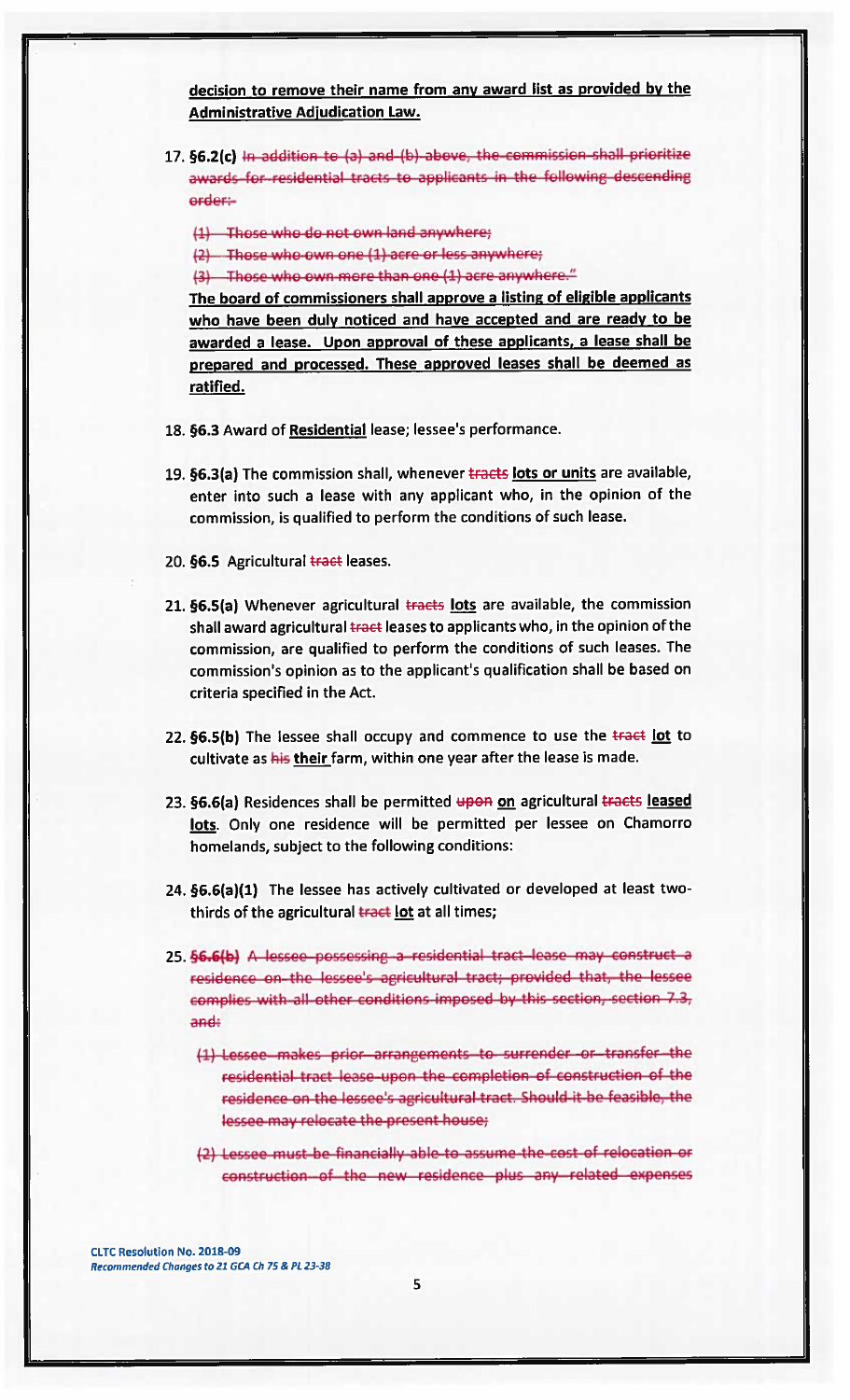**decision to remove their name from any award list as provided by the Administrative Adjudication Law.**

17. **§6.2(c)** ~~In addition to (a) and (b) above, the commission shall prioritize awards for residential tracts to applicants in the following descending order:~~

    ~~(1) Those who do not own land anywhere;~~

    ~~(2) Those who own one (1) acre or less anywhere;~~

    ~~(3) Those who own more than one (1) acre anywhere."~~

    **The board of commissioners shall approve a listing of eligible applicants who have been duly noticed and have accepted and are ready to be awarded a lease. Upon approval of these applicants, a lease shall be prepared and processed. These approved leases shall be deemed as ratified.**

18. **§6.3** Award of **Residential** lease; lessee's performance.

19. **§6.3(a)** The commission shall, whenever ~~tracts~~ **lots or units** are available, enter into such a lease with any applicant who, in the opinion of the commission, is qualified to perform the conditions of such lease.

20. **§6.5** Agricultural ~~tract~~ leases.

21. **§6.5(a)** Whenever agricultural ~~tracts~~ **lots** are available, the commission shall award agricultural ~~tract~~ leases to applicants who, in the opinion of the commission, are qualified to perform the conditions of such leases. The commission's opinion as to the applicant's qualification shall be based on criteria specified in the Act.

22. **§6.5(b)** The lessee shall occupy and commence to use the ~~tract~~ **lot** to cultivate as ~~his~~ **their** farm, within one year after the lease is made.

23. **§6.6(a)** Residences shall be permitted ~~upon~~ **on** agricultural ~~tracts~~ **leased lots**. Only one residence will be permitted per lessee on Chamorro homelands, subject to the following conditions:

24. **§6.6(a)(1)** The lessee has actively cultivated or developed at least two-thirds of the agricultural ~~tract~~ **lot** at all times;

25. ~~**§6.6(b)** A lessee possessing a residential tract lease may construct a residence on the lessee's agricultural tract; provided that, the lessee complies with all other conditions imposed by this section, section 7.3, and:~~

    ~~(1) Lessee makes prior arrangements to surrender or transfer the residential tract lease upon the completion of construction of the residence on the lessee's agricultural tract. Should it be feasible, the lessee may relocate the present house;~~

    ~~(2) Lessee must be financially able to assume the cost of relocation or construction of the new residence plus any related expenses~~

CLTC Resolution No. 2018-09
*Recommended Changes to 21 GCA Ch 75 & PL 23-38*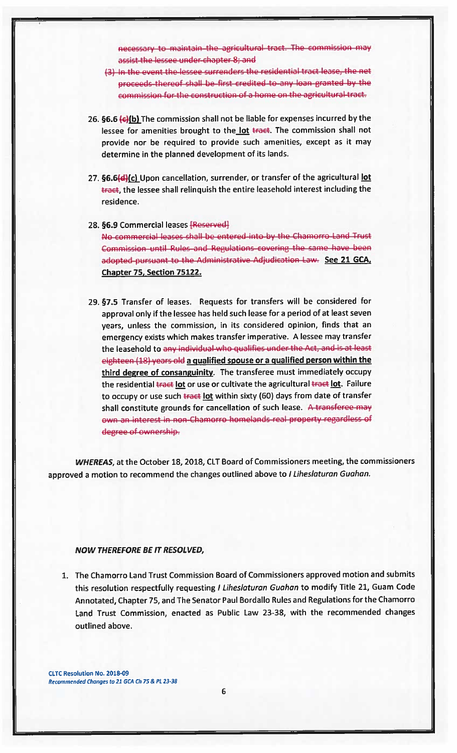~~necessary to maintain the agricultural tract. The commission may assist the lessee under chapter 8; and~~

~~(3) In the event the lessee surrenders the residential tract lease, the net proceeds thereof shall be first credited to any loan granted by the commission for the construction of a home on the agricultural tract.~~

26. §6.6 ~~(c)~~**(b)** The commission shall not be liable for expenses incurred by the lessee for amenities brought to the **lot** ~~tract~~. The commission shall not provide nor be required to provide such amenities, except as it may determine in the planned development of its lands.

27. §6.6~~(d)~~**(c)** Upon cancellation, surrender, or transfer of the agricultural **lot** ~~tract~~, the lessee shall relinquish the entire leasehold interest including the residence.

28. §6.9 Commercial leases ~~[Reserved]~~

    ~~No commercial leases shall be entered into by the Chamorro Land Trust Commission until Rules and Regulations covering the same have been adopted pursuant to the Administrative Adjudication Law.~~ **See 21 GCA, Chapter 75, Section 75122.**

29. §7.5 Transfer of leases. Requests for transfers will be considered for approval only if the lessee has held such lease for a period of at least seven years, unless the commission, in its considered opinion, finds that an emergency exists which makes transfer imperative. A lessee may transfer the leasehold to ~~any individual who qualifies under the Act, and is at least eighteen (18) years old~~ **a qualified spouse or a qualified person within the third degree of consanguinity**. The transferee must immediately occupy the residential ~~tract~~ **lot** or use or cultivate the agricultural ~~tract~~ **lot**. Failure to occupy or use such ~~tract~~ **lot** within sixty (60) days from date of transfer shall constitute grounds for cancellation of such lease. ~~A transferee may own an interest in non-Chamorro homelands real property regardless of degree of ownership.~~

***WHEREAS***, at the October 18, 2018, CLT Board of Commissioners meeting, the commissioners approved a motion to recommend the changes outlined above to *I Liheslaturan Guahan*.

***NOW THEREFORE BE IT RESOLVED,***

1. The Chamorro Land Trust Commission Board of Commissioners approved motion and submits this resolution respectfully requesting *I Liheslaturan Guahan* to modify Title 21, Guam Code Annotated, Chapter 75, and The Senator Paul Bordallo Rules and Regulations for the Chamorro Land Trust Commission, enacted as Public Law 23-38, with the recommended changes outlined above.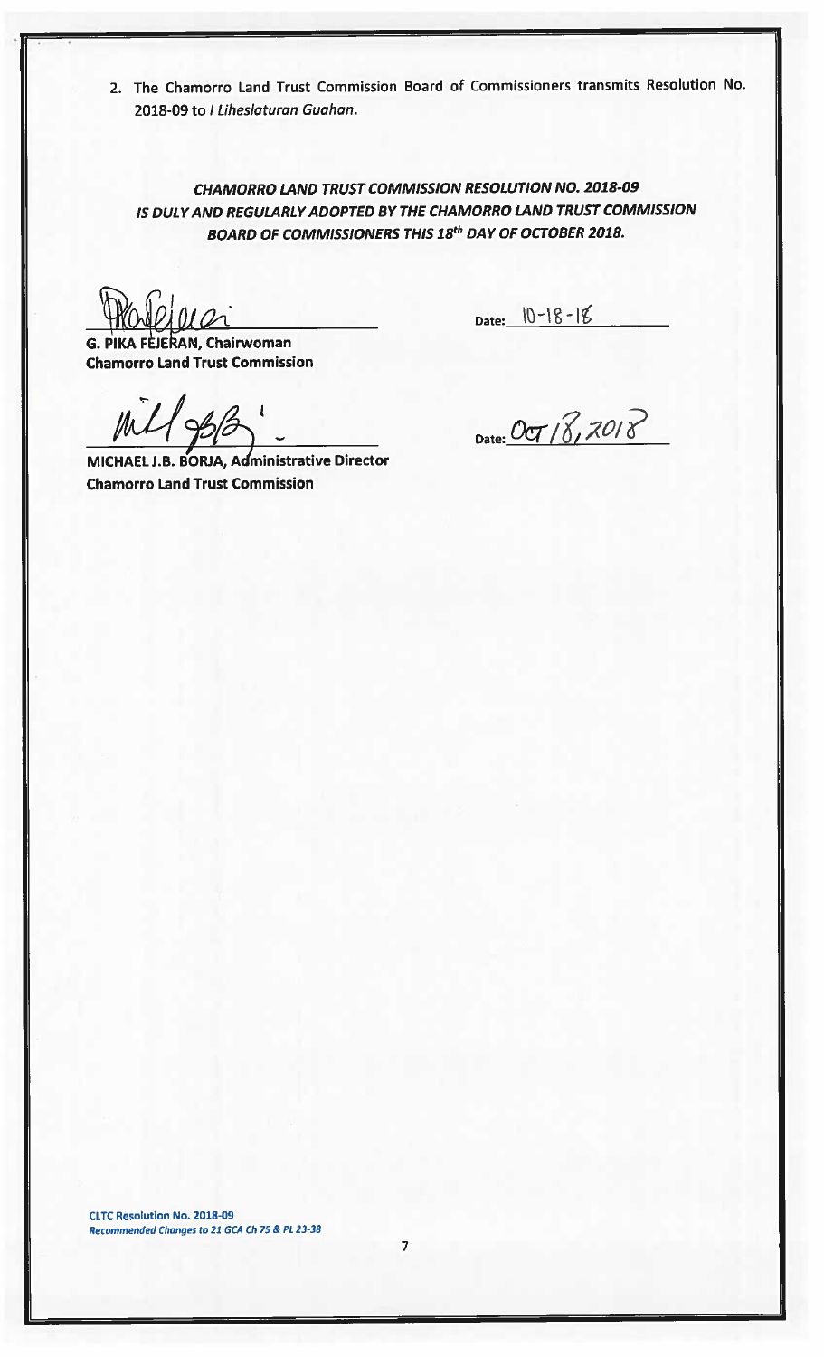2. The Chamorro Land Trust Commission Board of Commissioners transmits Resolution No. 2018-09 to *I Liheslaturan Guahan*.

***CHAMORRO LAND TRUST COMMISSION RESOLUTION NO. 2018-09 IS DULY AND REGULARLY ADOPTED BY THE CHAMORRO LAND TRUST COMMISSION BOARD OF COMMISSIONERS THIS 18th DAY OF OCTOBER 2018.***

**G. PIKA FEJERAN, Chairwoman**
**Chamorro Land Trust Commission**

Date: 10-18-18

**MICHAEL J.B. BORJA, Administrative Director**
**Chamorro Land Trust Commission**

Date: Oct 18, 2018

**CLTC Resolution No. 2018-09**
***Recommended Changes to 21 GCA Ch 75 & PL 23-38***